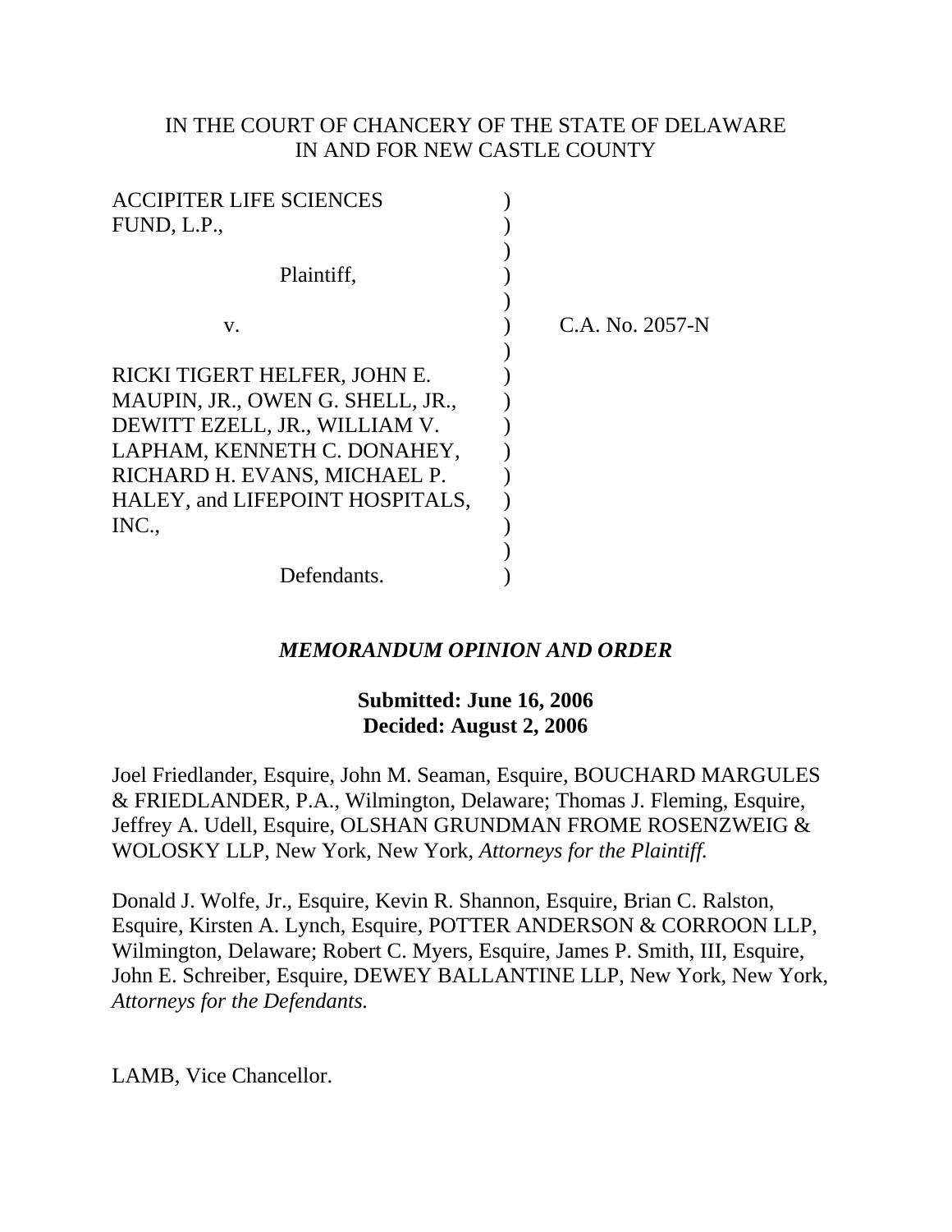IN THE COURT OF CHANCERY OF THE STATE OF DELAWARE
IN AND FOR NEW CASTLE COUNTY

ACCIPITER LIFE SCIENCES FUND, L.P.,

Plaintiff,

v.

C.A. No. 2057-N

RICKI TIGERT HELFER, JOHN E. MAUPIN, JR., OWEN G. SHELL, JR., DEWITT EZELL, JR., WILLIAM V. LAPHAM, KENNETH C. DONAHEY, RICHARD H. EVANS, MICHAEL P. HALEY, and LIFEPOINT HOSPITALS, INC.,

Defendants.

***MEMORANDUM OPINION AND ORDER***

**Submitted: June 16, 2006**
**Decided: August 2, 2006**

Joel Friedlander, Esquire, John M. Seaman, Esquire, BOUCHARD MARGULES & FRIEDLANDER, P.A., Wilmington, Delaware; Thomas J. Fleming, Esquire, Jeffrey A. Udell, Esquire, OLSHAN GRUNDMAN FROME ROSENZWEIG & WOLOSKY LLP, New York, New York, *Attorneys for the Plaintiff.*

Donald J. Wolfe, Jr., Esquire, Kevin R. Shannon, Esquire, Brian C. Ralston, Esquire, Kirsten A. Lynch, Esquire, POTTER ANDERSON & CORROON LLP, Wilmington, Delaware; Robert C. Myers, Esquire, James P. Smith, III, Esquire, John E. Schreiber, Esquire, DEWEY BALLANTINE LLP, New York, New York, *Attorneys for the Defendants.*

LAMB, Vice Chancellor.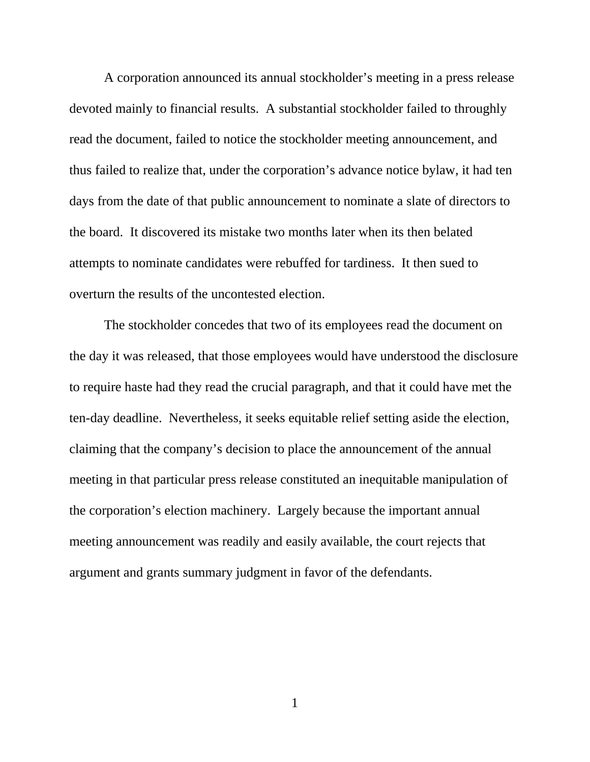A corporation announced its annual stockholder's meeting in a press release devoted mainly to financial results. A substantial stockholder failed to throughly read the document, failed to notice the stockholder meeting announcement, and thus failed to realize that, under the corporation's advance notice bylaw, it had ten days from the date of that public announcement to nominate a slate of directors to the board. It discovered its mistake two months later when its then belated attempts to nominate candidates were rebuffed for tardiness. It then sued to overturn the results of the uncontested election.

The stockholder concedes that two of its employees read the document on the day it was released, that those employees would have understood the disclosure to require haste had they read the crucial paragraph, and that it could have met the ten-day deadline. Nevertheless, it seeks equitable relief setting aside the election, claiming that the company's decision to place the announcement of the annual meeting in that particular press release constituted an inequitable manipulation of the corporation's election machinery. Largely because the important annual meeting announcement was readily and easily available, the court rejects that argument and grants summary judgment in favor of the defendants.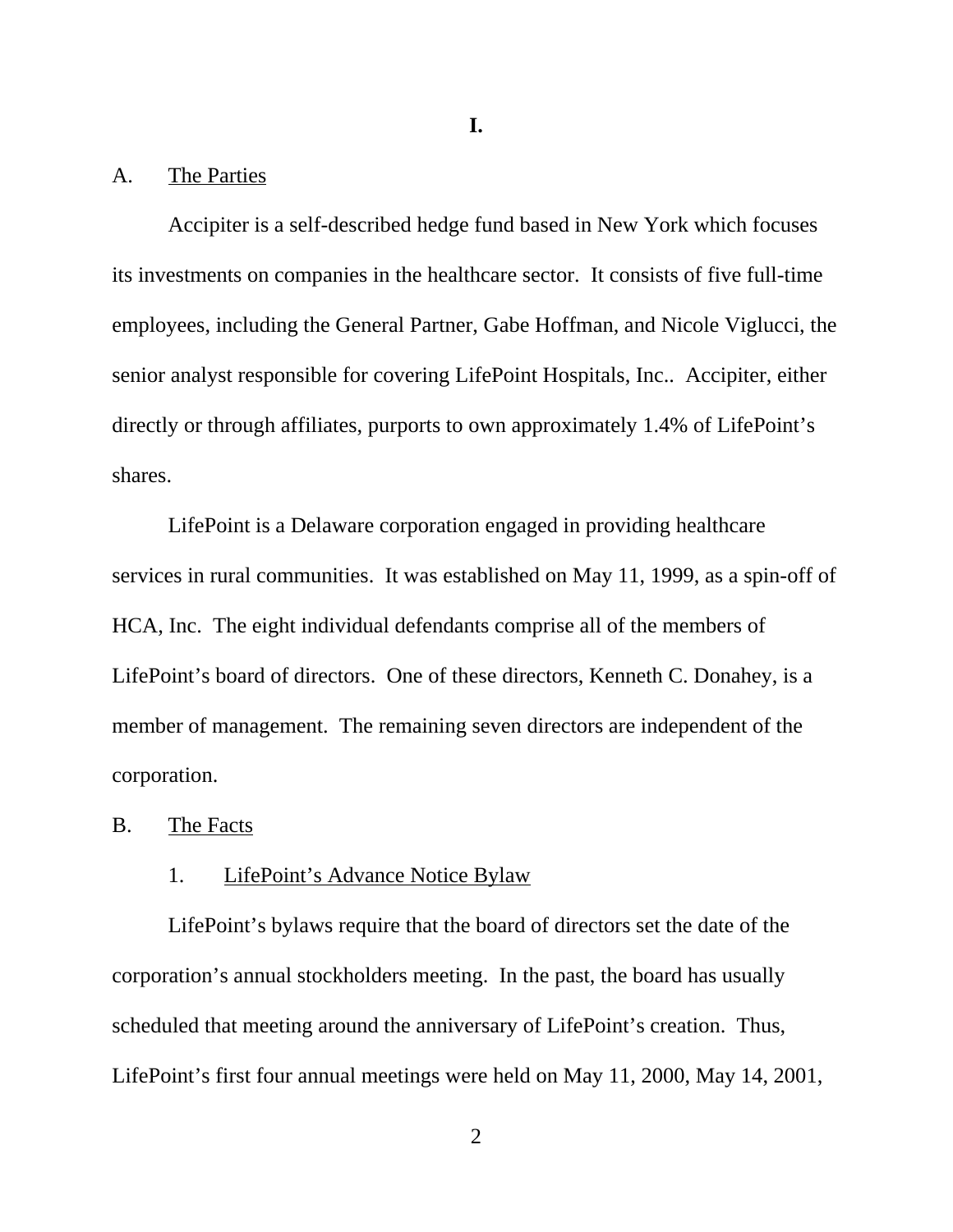**I.**

A. <u>The Parties</u>

Accipiter is a self-described hedge fund based in New York which focuses its investments on companies in the healthcare sector. It consists of five full-time employees, including the General Partner, Gabe Hoffman, and Nicole Viglucci, the senior analyst responsible for covering LifePoint Hospitals, Inc.. Accipiter, either directly or through affiliates, purports to own approximately 1.4% of LifePoint's shares.

LifePoint is a Delaware corporation engaged in providing healthcare services in rural communities. It was established on May 11, 1999, as a spin-off of HCA, Inc. The eight individual defendants comprise all of the members of LifePoint's board of directors. One of these directors, Kenneth C. Donahey, is a member of management. The remaining seven directors are independent of the corporation.

B. <u>The Facts</u>

1. <u>LifePoint's Advance Notice Bylaw</u>

LifePoint's bylaws require that the board of directors set the date of the corporation's annual stockholders meeting. In the past, the board has usually scheduled that meeting around the anniversary of LifePoint's creation. Thus, LifePoint's first four annual meetings were held on May 11, 2000, May 14, 2001,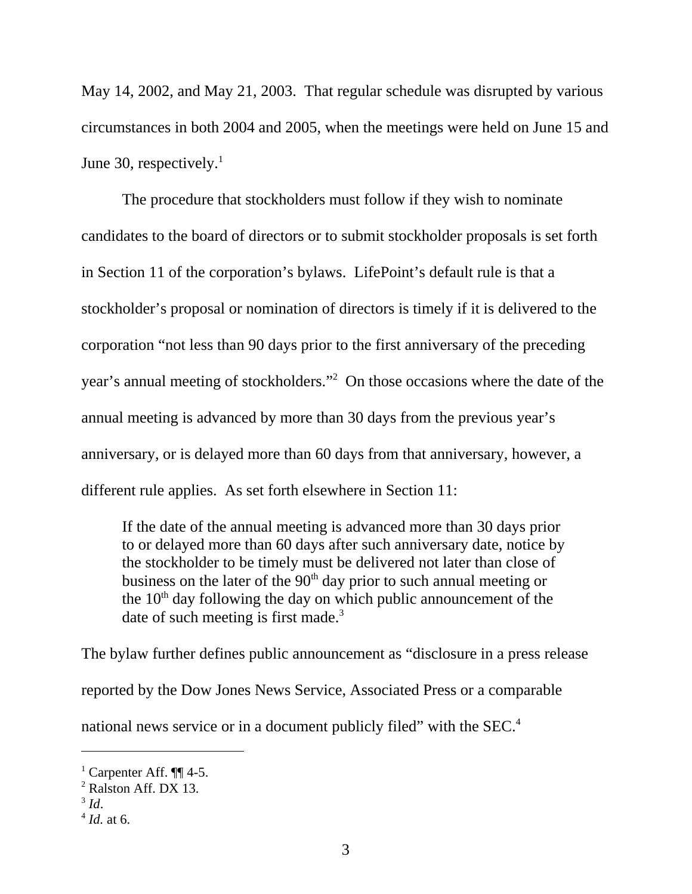May 14, 2002, and May 21, 2003. That regular schedule was disrupted by various circumstances in both 2004 and 2005, when the meetings were held on June 15 and June 30, respectively.[1]

The procedure that stockholders must follow if they wish to nominate candidates to the board of directors or to submit stockholder proposals is set forth in Section 11 of the corporation's bylaws. LifePoint's default rule is that a stockholder's proposal or nomination of directors is timely if it is delivered to the corporation "not less than 90 days prior to the first anniversary of the preceding year's annual meeting of stockholders."[2] On those occasions where the date of the annual meeting is advanced by more than 30 days from the previous year's anniversary, or is delayed more than 60 days from that anniversary, however, a different rule applies. As set forth elsewhere in Section 11:

> If the date of the annual meeting is advanced more than 30 days prior to or delayed more than 60 days after such anniversary date, notice by the stockholder to be timely must be delivered not later than close of business on the later of the 90th day prior to such annual meeting or the 10th day following the day on which public announcement of the date of such meeting is first made.[3]

The bylaw further defines public announcement as "disclosure in a press release reported by the Dow Jones News Service, Associated Press or a comparable national news service or in a document publicly filed" with the SEC.[4]

---

[1] Carpenter Aff. ¶¶ 4-5.

[2] Ralston Aff. DX 13.

[3] *Id*.

[4] *Id.* at 6.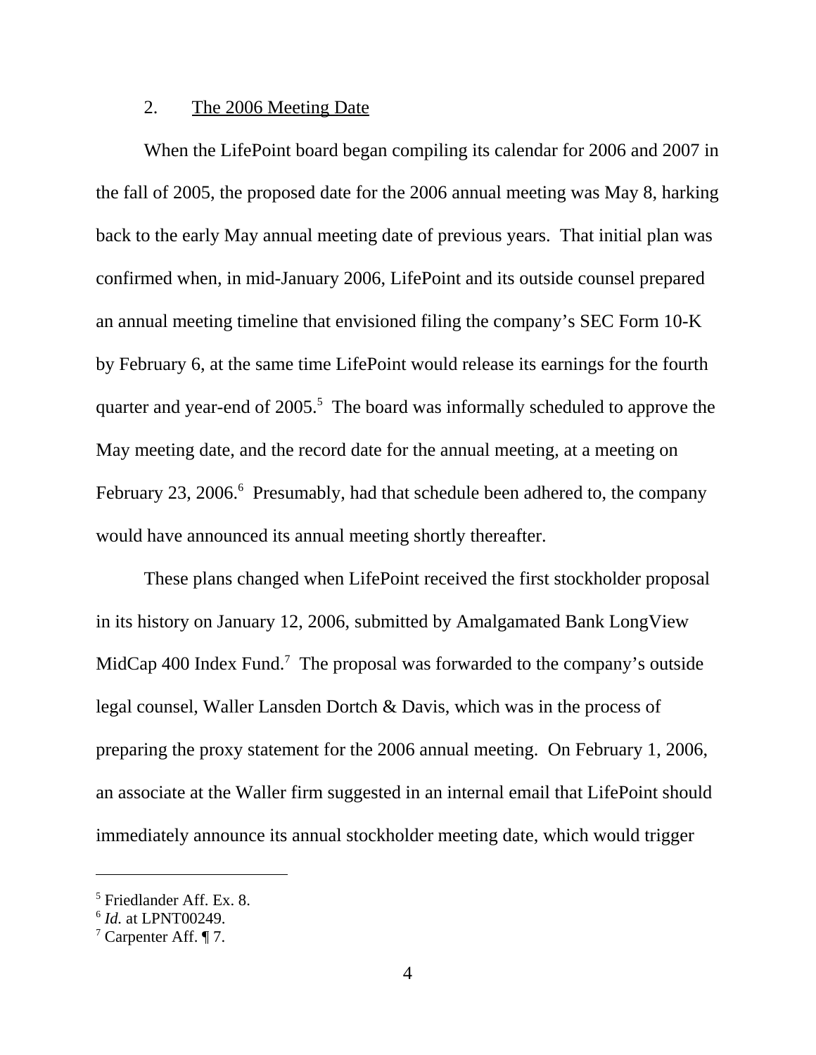## 2. The 2006 Meeting Date

When the LifePoint board began compiling its calendar for 2006 and 2007 in the fall of 2005, the proposed date for the 2006 annual meeting was May 8, harking back to the early May annual meeting date of previous years. That initial plan was confirmed when, in mid-January 2006, LifePoint and its outside counsel prepared an annual meeting timeline that envisioned filing the company's SEC Form 10-K by February 6, at the same time LifePoint would release its earnings for the fourth quarter and year-end of 2005.[5] The board was informally scheduled to approve the May meeting date, and the record date for the annual meeting, at a meeting on February 23, 2006.[6] Presumably, had that schedule been adhered to, the company would have announced its annual meeting shortly thereafter.

These plans changed when LifePoint received the first stockholder proposal in its history on January 12, 2006, submitted by Amalgamated Bank LongView MidCap 400 Index Fund.[7] The proposal was forwarded to the company's outside legal counsel, Waller Lansden Dortch & Davis, which was in the process of preparing the proxy statement for the 2006 annual meeting. On February 1, 2006, an associate at the Waller firm suggested in an internal email that LifePoint should immediately announce its annual stockholder meeting date, which would trigger

---

[5] Friedlander Aff. Ex. 8.

[6] *Id.* at LPNT00249.

[7] Carpenter Aff. ¶ 7.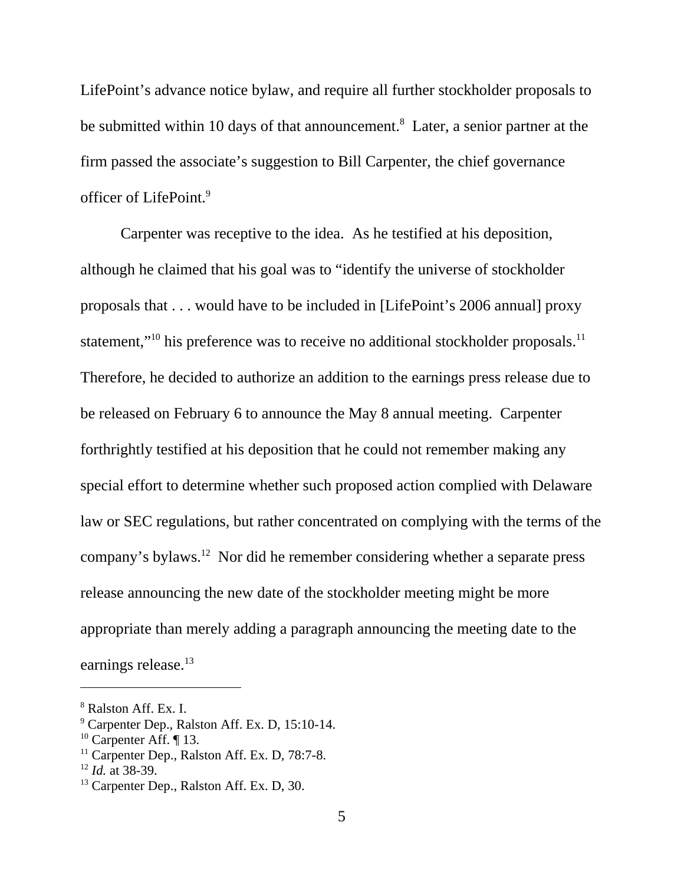LifePoint's advance notice bylaw, and require all further stockholder proposals to be submitted within 10 days of that announcement.[8] Later, a senior partner at the firm passed the associate's suggestion to Bill Carpenter, the chief governance officer of LifePoint.[9]

Carpenter was receptive to the idea. As he testified at his deposition, although he claimed that his goal was to "identify the universe of stockholder proposals that . . . would have to be included in [LifePoint's 2006 annual] proxy statement,"[10] his preference was to receive no additional stockholder proposals.[11] Therefore, he decided to authorize an addition to the earnings press release due to be released on February 6 to announce the May 8 annual meeting. Carpenter forthrightly testified at his deposition that he could not remember making any special effort to determine whether such proposed action complied with Delaware law or SEC regulations, but rather concentrated on complying with the terms of the company's bylaws.[12] Nor did he remember considering whether a separate press release announcing the new date of the stockholder meeting might be more appropriate than merely adding a paragraph announcing the meeting date to the earnings release.[13]

---

[8] Ralston Aff. Ex. I.

[9] Carpenter Dep., Ralston Aff. Ex. D, 15:10-14.

[10] Carpenter Aff. ¶ 13.

[11] Carpenter Dep., Ralston Aff. Ex. D, 78:7-8.

[12] *Id.* at 38-39.

[13] Carpenter Dep., Ralston Aff. Ex. D, 30.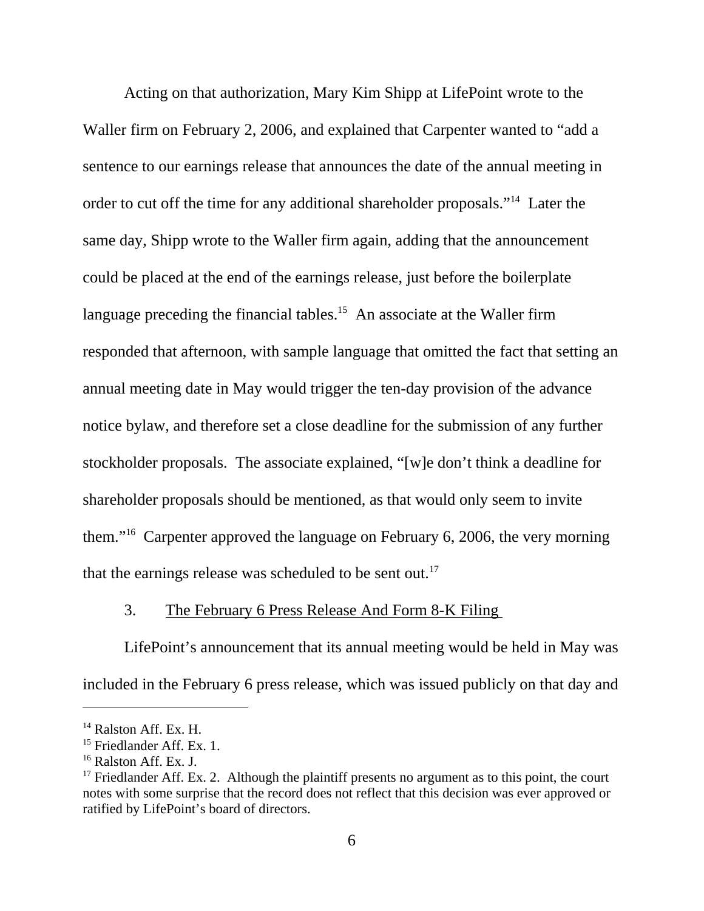Acting on that authorization, Mary Kim Shipp at LifePoint wrote to the Waller firm on February 2, 2006, and explained that Carpenter wanted to "add a sentence to our earnings release that announces the date of the annual meeting in order to cut off the time for any additional shareholder proposals."[14] Later the same day, Shipp wrote to the Waller firm again, adding that the announcement could be placed at the end of the earnings release, just before the boilerplate language preceding the financial tables.[15] An associate at the Waller firm responded that afternoon, with sample language that omitted the fact that setting an annual meeting date in May would trigger the ten-day provision of the advance notice bylaw, and therefore set a close deadline for the submission of any further stockholder proposals. The associate explained, "[w]e don't think a deadline for shareholder proposals should be mentioned, as that would only seem to invite them."[16] Carpenter approved the language on February 6, 2006, the very morning that the earnings release was scheduled to be sent out.[17]

3. <u>The February 6 Press Release And Form 8-K Filing</u>

LifePoint's announcement that its annual meeting would be held in May was included in the February 6 press release, which was issued publicly on that day and

---

[14] Ralston Aff. Ex. H.

[15] Friedlander Aff. Ex. 1.

[16] Ralston Aff. Ex. J.

[17] Friedlander Aff. Ex. 2. Although the plaintiff presents no argument as to this point, the court notes with some surprise that the record does not reflect that this decision was ever approved or ratified by LifePoint's board of directors.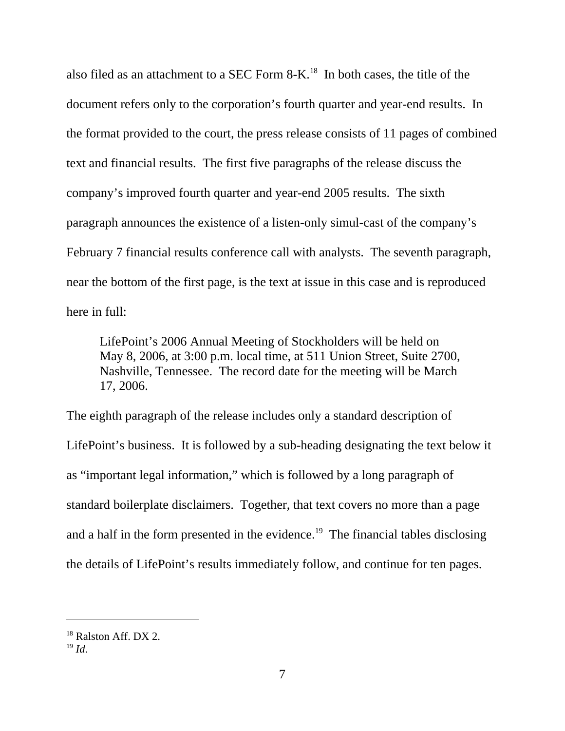also filed as an attachment to a SEC Form 8-K.[18] In both cases, the title of the document refers only to the corporation's fourth quarter and year-end results. In the format provided to the court, the press release consists of 11 pages of combined text and financial results. The first five paragraphs of the release discuss the company's improved fourth quarter and year-end 2005 results. The sixth paragraph announces the existence of a listen-only simul-cast of the company's February 7 financial results conference call with analysts. The seventh paragraph, near the bottom of the first page, is the text at issue in this case and is reproduced here in full:

> LifePoint's 2006 Annual Meeting of Stockholders will be held on May 8, 2006, at 3:00 p.m. local time, at 511 Union Street, Suite 2700, Nashville, Tennessee. The record date for the meeting will be March 17, 2006.

The eighth paragraph of the release includes only a standard description of LifePoint's business. It is followed by a sub-heading designating the text below it as "important legal information," which is followed by a long paragraph of standard boilerplate disclaimers. Together, that text covers no more than a page and a half in the form presented in the evidence.[19] The financial tables disclosing the details of LifePoint's results immediately follow, and continue for ten pages.

---

[18] Ralston Aff. DX 2.

[19] *Id.*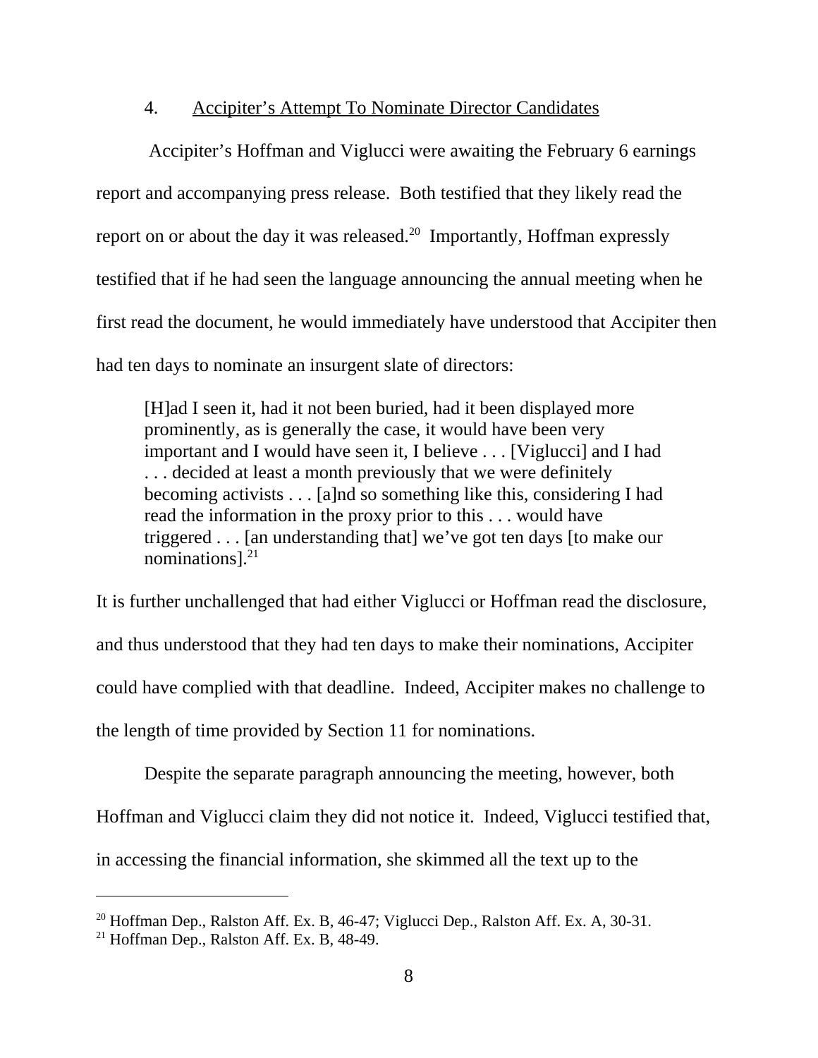4. Accipiter's Attempt To Nominate Director Candidates

Accipiter's Hoffman and Viglucci were awaiting the February 6 earnings report and accompanying press release. Both testified that they likely read the report on or about the day it was released.[20] Importantly, Hoffman expressly testified that if he had seen the language announcing the annual meeting when he first read the document, he would immediately have understood that Accipiter then had ten days to nominate an insurgent slate of directors:

> [H]ad I seen it, had it not been buried, had it been displayed more prominently, as is generally the case, it would have been very important and I would have seen it, I believe . . . [Viglucci] and I had . . . decided at least a month previously that we were definitely becoming activists . . . [a]nd so something like this, considering I had read the information in the proxy prior to this . . . would have triggered . . . [an understanding that] we've got ten days [to make our nominations].[21]

It is further unchallenged that had either Viglucci or Hoffman read the disclosure, and thus understood that they had ten days to make their nominations, Accipiter could have complied with that deadline. Indeed, Accipiter makes no challenge to the length of time provided by Section 11 for nominations.

Despite the separate paragraph announcing the meeting, however, both Hoffman and Viglucci claim they did not notice it. Indeed, Viglucci testified that, in accessing the financial information, she skimmed all the text up to the

---

[20] Hoffman Dep., Ralston Aff. Ex. B, 46-47; Viglucci Dep., Ralston Aff. Ex. A, 30-31.

[21] Hoffman Dep., Ralston Aff. Ex. B, 48-49.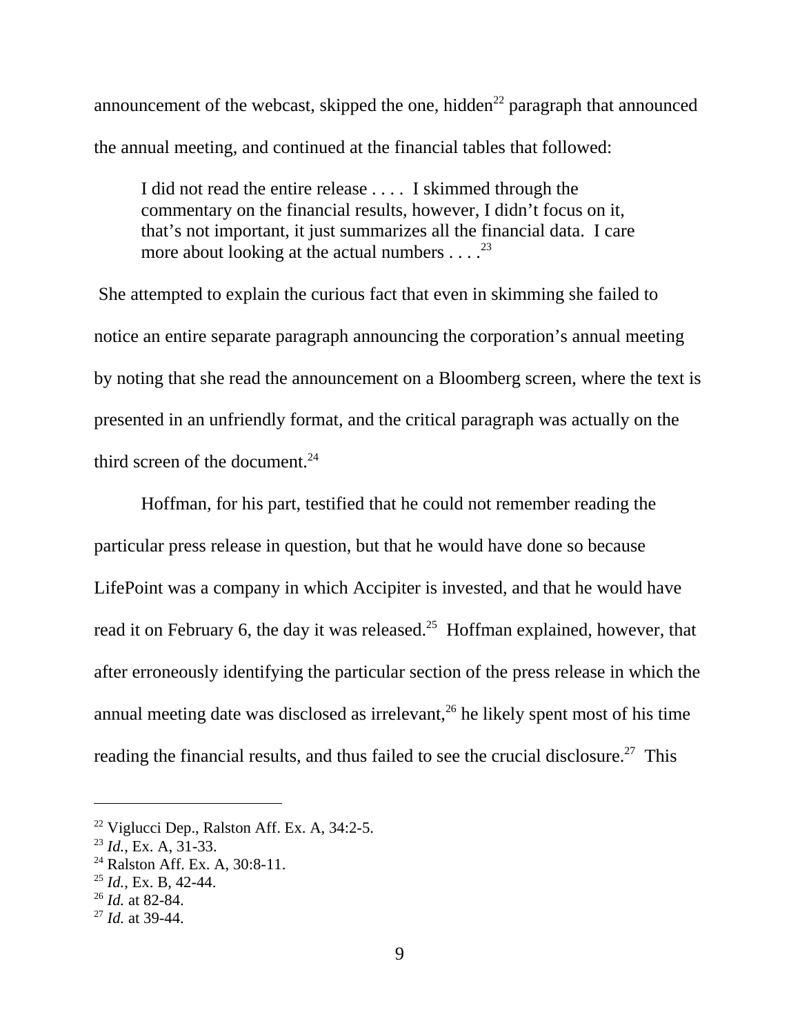announcement of the webcast, skipped the one, hidden[22] paragraph that announced the annual meeting, and continued at the financial tables that followed:

> I did not read the entire release . . . . I skimmed through the commentary on the financial results, however, I didn't focus on it, that's not important, it just summarizes all the financial data. I care more about looking at the actual numbers . . . .[23]

She attempted to explain the curious fact that even in skimming she failed to notice an entire separate paragraph announcing the corporation's annual meeting by noting that she read the announcement on a Bloomberg screen, where the text is presented in an unfriendly format, and the critical paragraph was actually on the third screen of the document.[24]

Hoffman, for his part, testified that he could not remember reading the particular press release in question, but that he would have done so because LifePoint was a company in which Accipiter is invested, and that he would have read it on February 6, the day it was released.[25] Hoffman explained, however, that after erroneously identifying the particular section of the press release in which the annual meeting date was disclosed as irrelevant,[26] he likely spent most of his time reading the financial results, and thus failed to see the crucial disclosure.[27] This

---

[22] Viglucci Dep., Ralston Aff. Ex. A, 34:2-5.

[23] *Id.*, Ex. A, 31-33.

[24] Ralston Aff. Ex. A, 30:8-11.

[25] *Id.*, Ex. B, 42-44.

[26] *Id.* at 82-84.

[27] *Id.* at 39-44.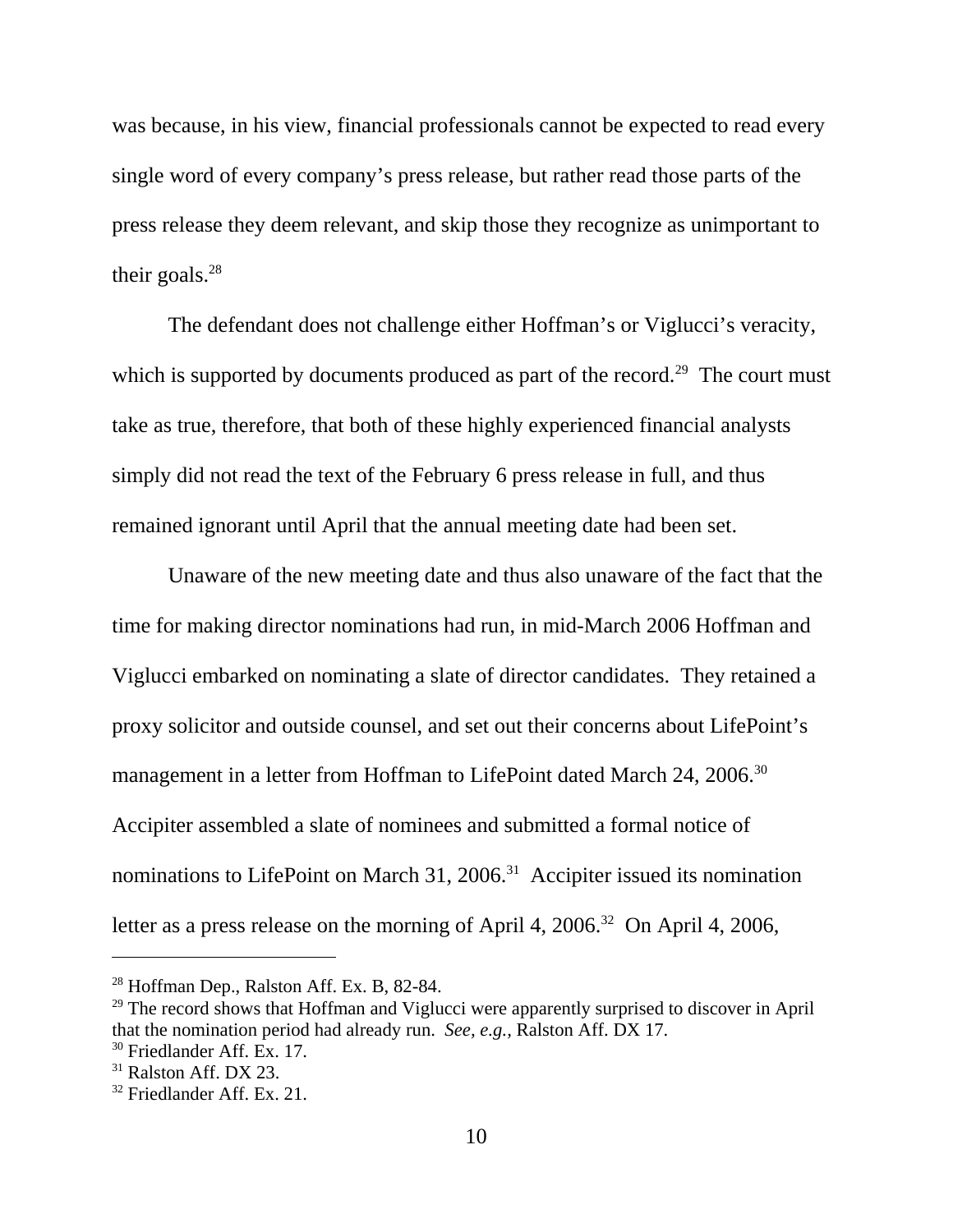was because, in his view, financial professionals cannot be expected to read every single word of every company's press release, but rather read those parts of the press release they deem relevant, and skip those they recognize as unimportant to their goals.[28]

The defendant does not challenge either Hoffman's or Viglucci's veracity, which is supported by documents produced as part of the record.[29] The court must take as true, therefore, that both of these highly experienced financial analysts simply did not read the text of the February 6 press release in full, and thus remained ignorant until April that the annual meeting date had been set.

Unaware of the new meeting date and thus also unaware of the fact that the time for making director nominations had run, in mid-March 2006 Hoffman and Viglucci embarked on nominating a slate of director candidates. They retained a proxy solicitor and outside counsel, and set out their concerns about LifePoint's management in a letter from Hoffman to LifePoint dated March 24, 2006.[30] Accipiter assembled a slate of nominees and submitted a formal notice of nominations to LifePoint on March 31, 2006.[31] Accipiter issued its nomination letter as a press release on the morning of April 4, 2006.[32] On April 4, 2006,

---

[28] Hoffman Dep., Ralston Aff. Ex. B, 82-84.

[29] The record shows that Hoffman and Viglucci were apparently surprised to discover in April that the nomination period had already run. *See, e.g.,* Ralston Aff. DX 17.

[30] Friedlander Aff. Ex. 17.

[31] Ralston Aff. DX 23.

[32] Friedlander Aff. Ex. 21.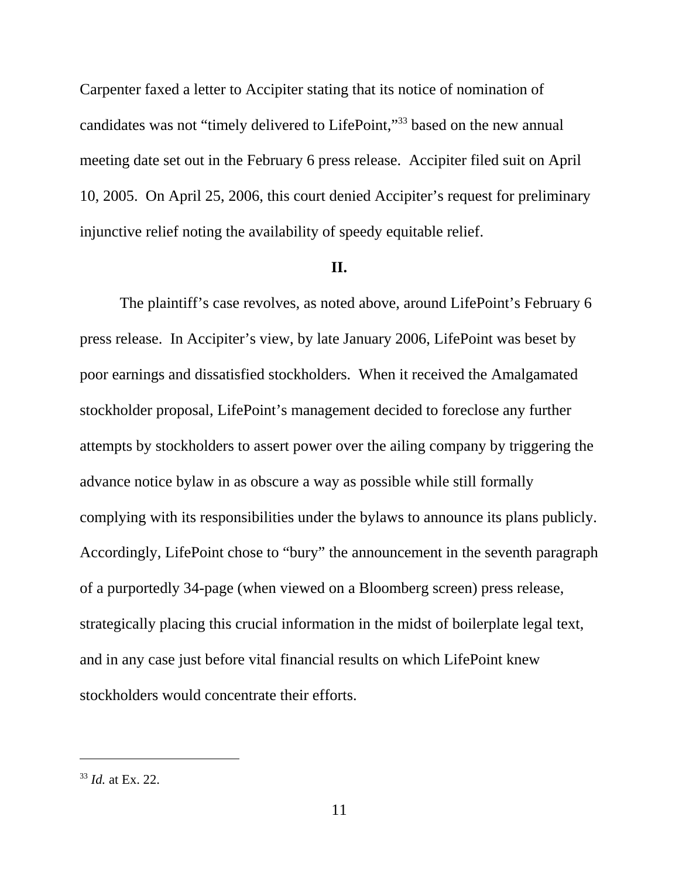Carpenter faxed a letter to Accipiter stating that its notice of nomination of candidates was not "timely delivered to LifePoint,"[33] based on the new annual meeting date set out in the February 6 press release. Accipiter filed suit on April 10, 2005. On April 25, 2006, this court denied Accipiter's request for preliminary injunctive relief noting the availability of speedy equitable relief.

## II.

The plaintiff's case revolves, as noted above, around LifePoint's February 6 press release. In Accipiter's view, by late January 2006, LifePoint was beset by poor earnings and dissatisfied stockholders. When it received the Amalgamated stockholder proposal, LifePoint's management decided to foreclose any further attempts by stockholders to assert power over the ailing company by triggering the advance notice bylaw in as obscure a way as possible while still formally complying with its responsibilities under the bylaws to announce its plans publicly. Accordingly, LifePoint chose to "bury" the announcement in the seventh paragraph of a purportedly 34-page (when viewed on a Bloomberg screen) press release, strategically placing this crucial information in the midst of boilerplate legal text, and in any case just before vital financial results on which LifePoint knew stockholders would concentrate their efforts.

---

[33] *Id.* at Ex. 22.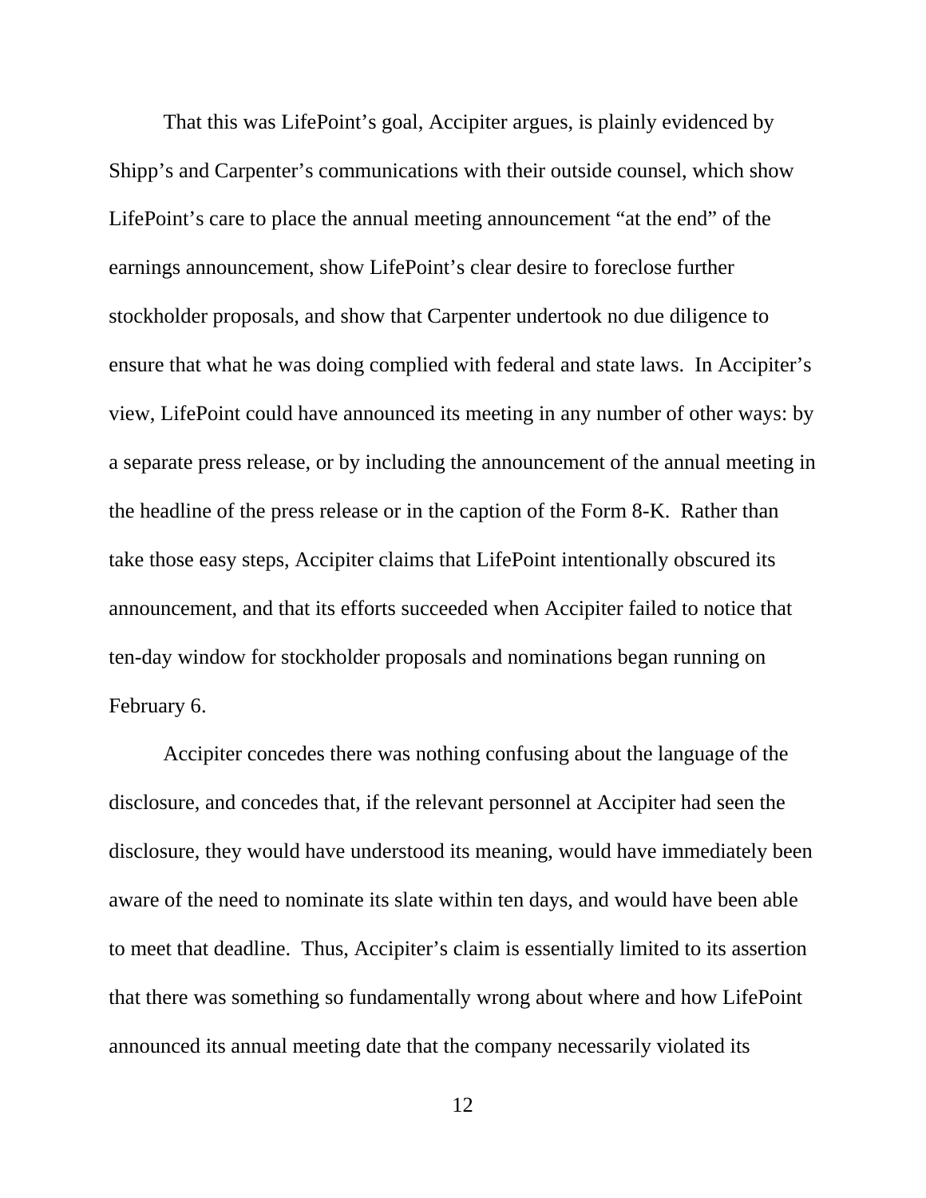That this was LifePoint's goal, Accipiter argues, is plainly evidenced by Shipp's and Carpenter's communications with their outside counsel, which show LifePoint's care to place the annual meeting announcement "at the end" of the earnings announcement, show LifePoint's clear desire to foreclose further stockholder proposals, and show that Carpenter undertook no due diligence to ensure that what he was doing complied with federal and state laws. In Accipiter's view, LifePoint could have announced its meeting in any number of other ways: by a separate press release, or by including the announcement of the annual meeting in the headline of the press release or in the caption of the Form 8-K. Rather than take those easy steps, Accipiter claims that LifePoint intentionally obscured its announcement, and that its efforts succeeded when Accipiter failed to notice that ten-day window for stockholder proposals and nominations began running on February 6.

Accipiter concedes there was nothing confusing about the language of the disclosure, and concedes that, if the relevant personnel at Accipiter had seen the disclosure, they would have understood its meaning, would have immediately been aware of the need to nominate its slate within ten days, and would have been able to meet that deadline. Thus, Accipiter's claim is essentially limited to its assertion that there was something so fundamentally wrong about where and how LifePoint announced its annual meeting date that the company necessarily violated its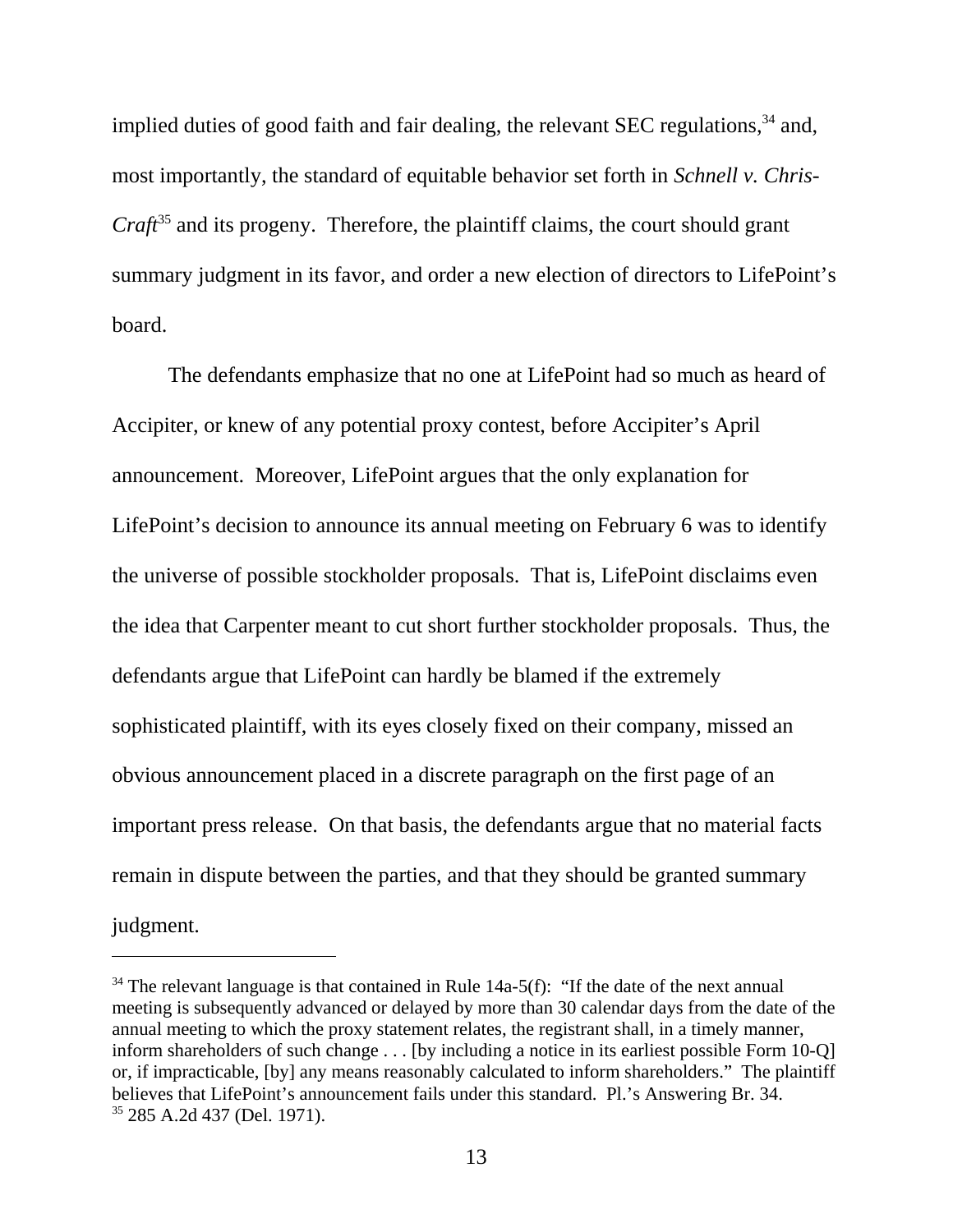implied duties of good faith and fair dealing, the relevant SEC regulations,[34] and, most importantly, the standard of equitable behavior set forth in *Schnell v. Chris-Craft*[35] and its progeny. Therefore, the plaintiff claims, the court should grant summary judgment in its favor, and order a new election of directors to LifePoint's board.

The defendants emphasize that no one at LifePoint had so much as heard of Accipiter, or knew of any potential proxy contest, before Accipiter's April announcement. Moreover, LifePoint argues that the only explanation for LifePoint's decision to announce its annual meeting on February 6 was to identify the universe of possible stockholder proposals. That is, LifePoint disclaims even the idea that Carpenter meant to cut short further stockholder proposals. Thus, the defendants argue that LifePoint can hardly be blamed if the extremely sophisticated plaintiff, with its eyes closely fixed on their company, missed an obvious announcement placed in a discrete paragraph on the first page of an important press release. On that basis, the defendants argue that no material facts remain in dispute between the parties, and that they should be granted summary judgment.

---

[34] The relevant language is that contained in Rule 14a-5(f): "If the date of the next annual meeting is subsequently advanced or delayed by more than 30 calendar days from the date of the annual meeting to which the proxy statement relates, the registrant shall, in a timely manner, inform shareholders of such change . . . [by including a notice in its earliest possible Form 10-Q] or, if impracticable, [by] any means reasonably calculated to inform shareholders." The plaintiff believes that LifePoint's announcement fails under this standard. Pl.'s Answering Br. 34.

[35] 285 A.2d 437 (Del. 1971).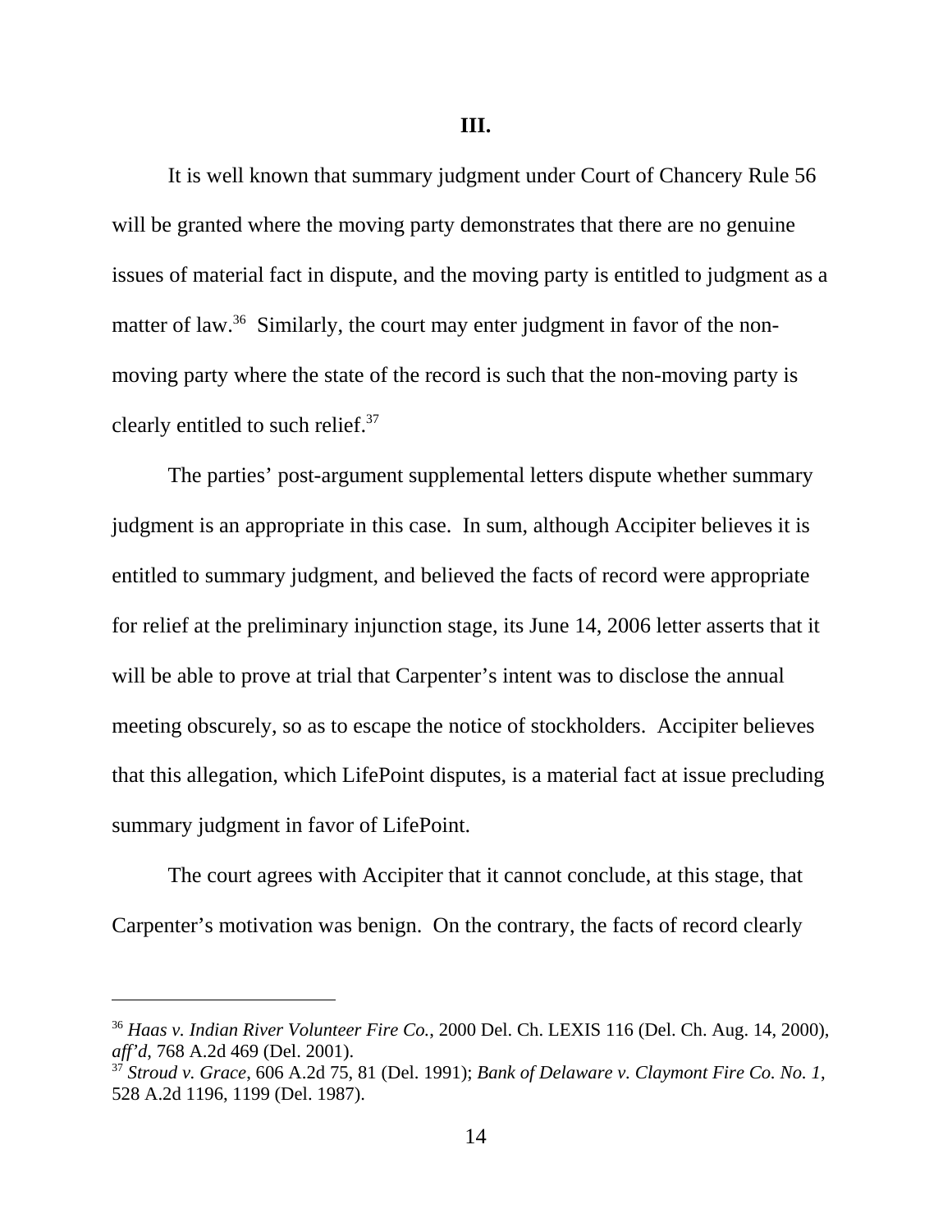## III.

It is well known that summary judgment under Court of Chancery Rule 56 will be granted where the moving party demonstrates that there are no genuine issues of material fact in dispute, and the moving party is entitled to judgment as a matter of law.[36] Similarly, the court may enter judgment in favor of the non-moving party where the state of the record is such that the non-moving party is clearly entitled to such relief.[37]

The parties' post-argument supplemental letters dispute whether summary judgment is an appropriate in this case. In sum, although Accipiter believes it is entitled to summary judgment, and believed the facts of record were appropriate for relief at the preliminary injunction stage, its June 14, 2006 letter asserts that it will be able to prove at trial that Carpenter's intent was to disclose the annual meeting obscurely, so as to escape the notice of stockholders. Accipiter believes that this allegation, which LifePoint disputes, is a material fact at issue precluding summary judgment in favor of LifePoint.

The court agrees with Accipiter that it cannot conclude, at this stage, that Carpenter's motivation was benign. On the contrary, the facts of record clearly

---

[36] *Haas v. Indian River Volunteer Fire Co.*, 2000 Del. Ch. LEXIS 116 (Del. Ch. Aug. 14, 2000), *aff'd*, 768 A.2d 469 (Del. 2001).

[37] *Stroud v. Grace*, 606 A.2d 75, 81 (Del. 1991); *Bank of Delaware v. Claymont Fire Co. No. 1*, 528 A.2d 1196, 1199 (Del. 1987).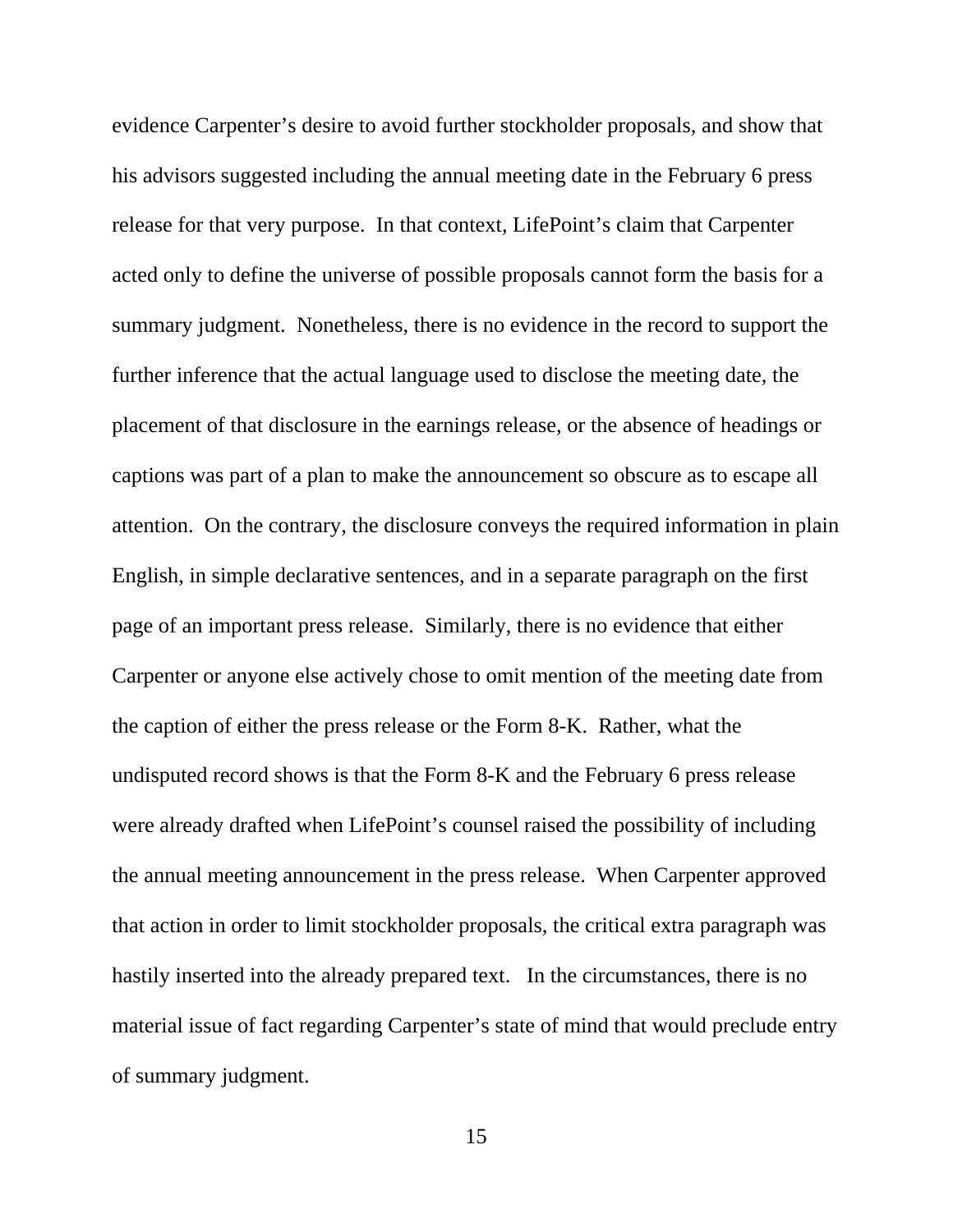evidence Carpenter's desire to avoid further stockholder proposals, and show that his advisors suggested including the annual meeting date in the February 6 press release for that very purpose. In that context, LifePoint's claim that Carpenter acted only to define the universe of possible proposals cannot form the basis for a summary judgment. Nonetheless, there is no evidence in the record to support the further inference that the actual language used to disclose the meeting date, the placement of that disclosure in the earnings release, or the absence of headings or captions was part of a plan to make the announcement so obscure as to escape all attention. On the contrary, the disclosure conveys the required information in plain English, in simple declarative sentences, and in a separate paragraph on the first page of an important press release. Similarly, there is no evidence that either Carpenter or anyone else actively chose to omit mention of the meeting date from the caption of either the press release or the Form 8-K. Rather, what the undisputed record shows is that the Form 8-K and the February 6 press release were already drafted when LifePoint's counsel raised the possibility of including the annual meeting announcement in the press release. When Carpenter approved that action in order to limit stockholder proposals, the critical extra paragraph was hastily inserted into the already prepared text. In the circumstances, there is no material issue of fact regarding Carpenter's state of mind that would preclude entry of summary judgment.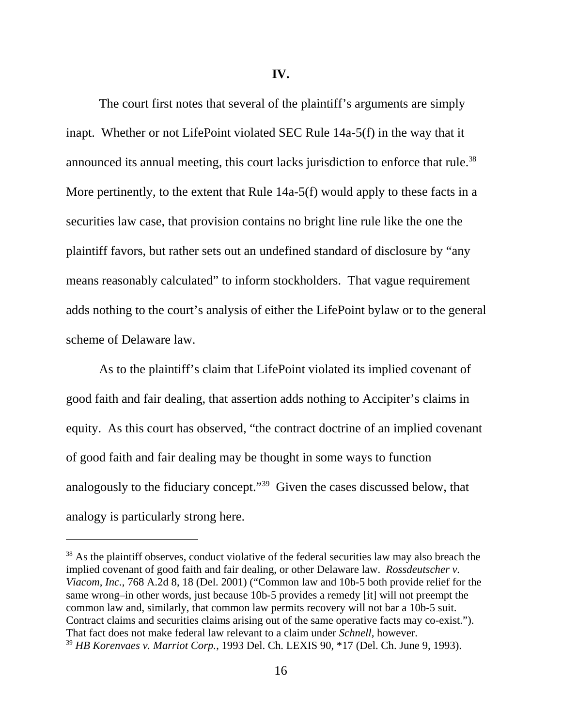## IV.

The court first notes that several of the plaintiff's arguments are simply inapt. Whether or not LifePoint violated SEC Rule 14a-5(f) in the way that it announced its annual meeting, this court lacks jurisdiction to enforce that rule.[38] More pertinently, to the extent that Rule 14a-5(f) would apply to these facts in a securities law case, that provision contains no bright line rule like the one the plaintiff favors, but rather sets out an undefined standard of disclosure by "any means reasonably calculated" to inform stockholders. That vague requirement adds nothing to the court's analysis of either the LifePoint bylaw or to the general scheme of Delaware law.

As to the plaintiff's claim that LifePoint violated its implied covenant of good faith and fair dealing, that assertion adds nothing to Accipiter's claims in equity. As this court has observed, "the contract doctrine of an implied covenant of good faith and fair dealing may be thought in some ways to function analogously to the fiduciary concept."[39] Given the cases discussed below, that analogy is particularly strong here.

---

[38] As the plaintiff observes, conduct violative of the federal securities law may also breach the implied covenant of good faith and fair dealing, or other Delaware law. *Rossdeutscher v. Viacom, Inc.*, 768 A.2d 8, 18 (Del. 2001) ("Common law and 10b-5 both provide relief for the same wrong–in other words, just because 10b-5 provides a remedy [it] will not preempt the common law and, similarly, that common law permits recovery will not bar a 10b-5 suit. Contract claims and securities claims arising out of the same operative facts may co-exist."). That fact does not make federal law relevant to a claim under *Schnell*, however.

[39] *HB Korenvaes v. Marriot Corp.*, 1993 Del. Ch. LEXIS 90, *17 (Del. Ch. June 9, 1993).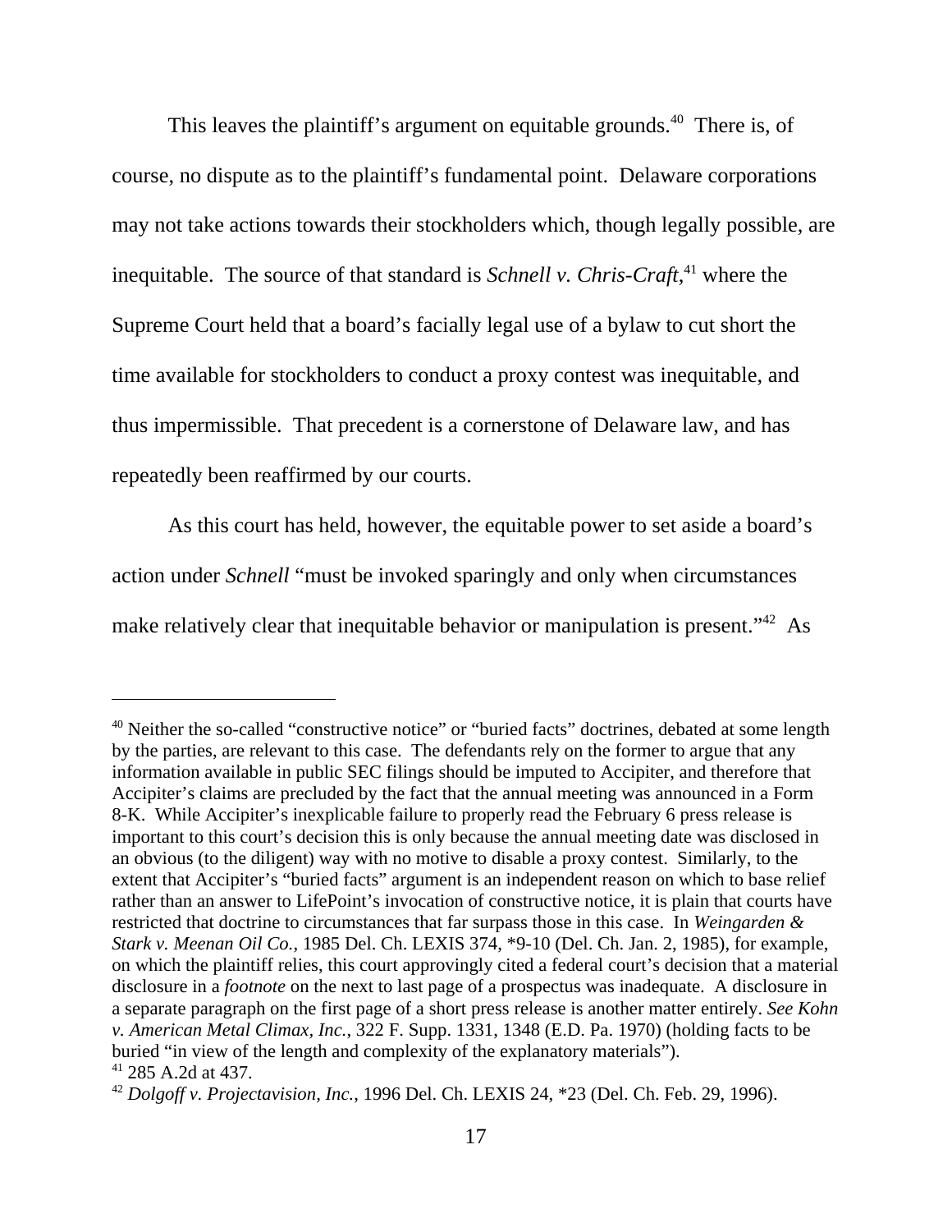This leaves the plaintiff's argument on equitable grounds.[40] There is, of course, no dispute as to the plaintiff's fundamental point. Delaware corporations may not take actions towards their stockholders which, though legally possible, are inequitable. The source of that standard is *Schnell v. Chris-Craft*,[41] where the Supreme Court held that a board's facially legal use of a bylaw to cut short the time available for stockholders to conduct a proxy contest was inequitable, and thus impermissible. That precedent is a cornerstone of Delaware law, and has repeatedly been reaffirmed by our courts.

As this court has held, however, the equitable power to set aside a board's action under *Schnell* "must be invoked sparingly and only when circumstances make relatively clear that inequitable behavior or manipulation is present."[42] As

---

[40] Neither the so-called "constructive notice" or "buried facts" doctrines, debated at some length by the parties, are relevant to this case. The defendants rely on the former to argue that any information available in public SEC filings should be imputed to Accipiter, and therefore that Accipiter's claims are precluded by the fact that the annual meeting was announced in a Form 8-K. While Accipiter's inexplicable failure to properly read the February 6 press release is important to this court's decision this is only because the annual meeting date was disclosed in an obvious (to the diligent) way with no motive to disable a proxy contest. Similarly, to the extent that Accipiter's "buried facts" argument is an independent reason on which to base relief rather than an answer to LifePoint's invocation of constructive notice, it is plain that courts have restricted that doctrine to circumstances that far surpass those in this case. In *Weingarden & Stark v. Meenan Oil Co.*, 1985 Del. Ch. LEXIS 374, *9-10 (Del. Ch. Jan. 2, 1985), for example, on which the plaintiff relies, this court approvingly cited a federal court's decision that a material disclosure in a *footnote* on the next to last page of a prospectus was inadequate. A disclosure in a separate paragraph on the first page of a short press release is another matter entirely. *See Kohn v. American Metal Climax, Inc.*, 322 F. Supp. 1331, 1348 (E.D. Pa. 1970) (holding facts to be buried "in view of the length and complexity of the explanatory materials").

[41] 285 A.2d at 437.

[42] *Dolgoff v. Projectavision, Inc.*, 1996 Del. Ch. LEXIS 24, *23 (Del. Ch. Feb. 29, 1996).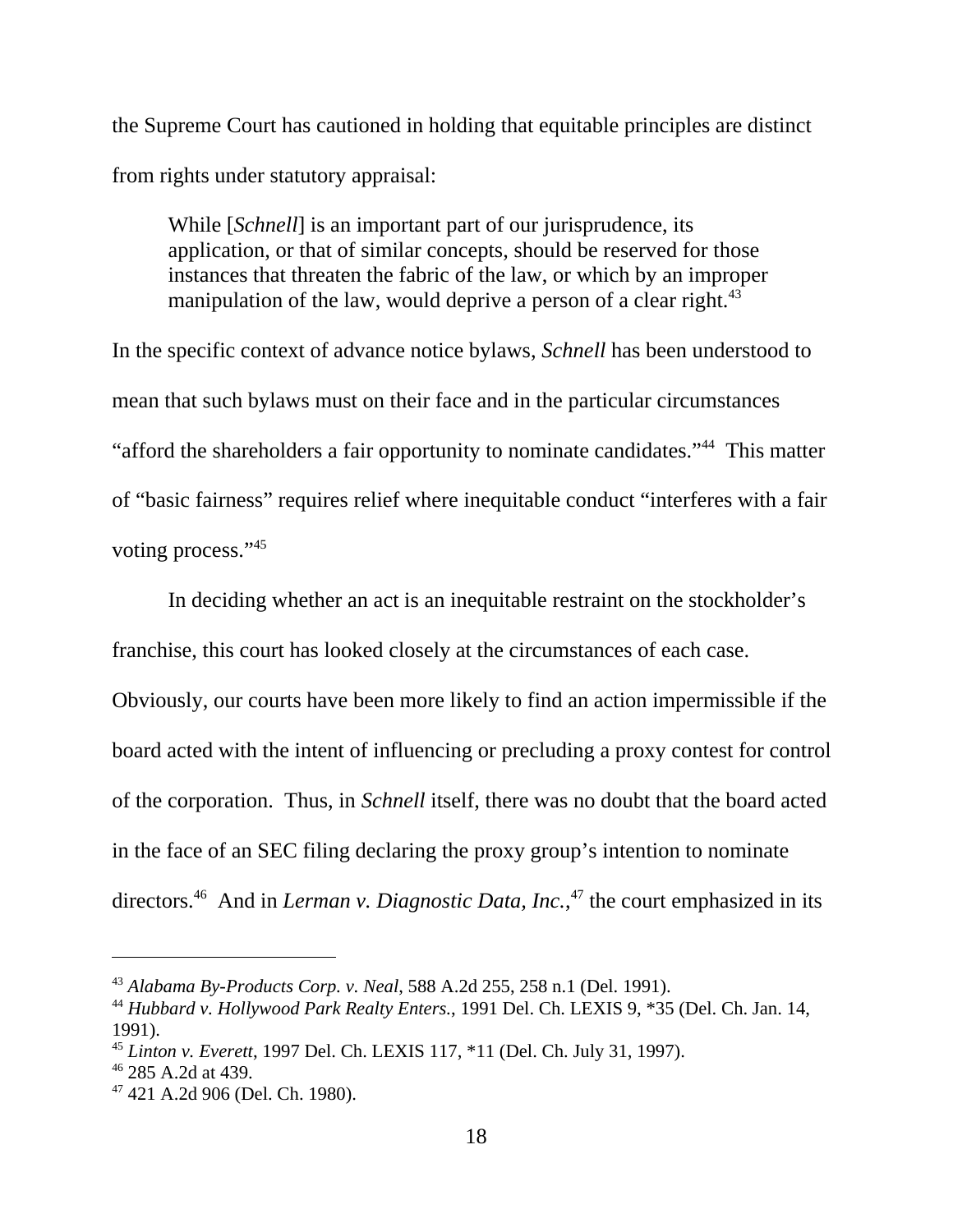the Supreme Court has cautioned in holding that equitable principles are distinct from rights under statutory appraisal:

> While [*Schnell*] is an important part of our jurisprudence, its application, or that of similar concepts, should be reserved for those instances that threaten the fabric of the law, or which by an improper manipulation of the law, would deprive a person of a clear right.[43]

In the specific context of advance notice bylaws, *Schnell* has been understood to mean that such bylaws must on their face and in the particular circumstances "afford the shareholders a fair opportunity to nominate candidates."[44] This matter of "basic fairness" requires relief where inequitable conduct "interferes with a fair voting process."[45]

In deciding whether an act is an inequitable restraint on the stockholder's franchise, this court has looked closely at the circumstances of each case. Obviously, our courts have been more likely to find an action impermissible if the board acted with the intent of influencing or precluding a proxy contest for control of the corporation. Thus, in *Schnell* itself, there was no doubt that the board acted in the face of an SEC filing declaring the proxy group's intention to nominate directors.[46] And in *Lerman v. Diagnostic Data, Inc.*,[47] the court emphasized in its

---

[43] *Alabama By-Products Corp. v. Neal*, 588 A.2d 255, 258 n.1 (Del. 1991).

[44] *Hubbard v. Hollywood Park Realty Enters.*, 1991 Del. Ch. LEXIS 9, *35 (Del. Ch. Jan. 14, 1991).

[45] *Linton v. Everett*, 1997 Del. Ch. LEXIS 117, *11 (Del. Ch. July 31, 1997).

[46] 285 A.2d at 439.

[47] 421 A.2d 906 (Del. Ch. 1980).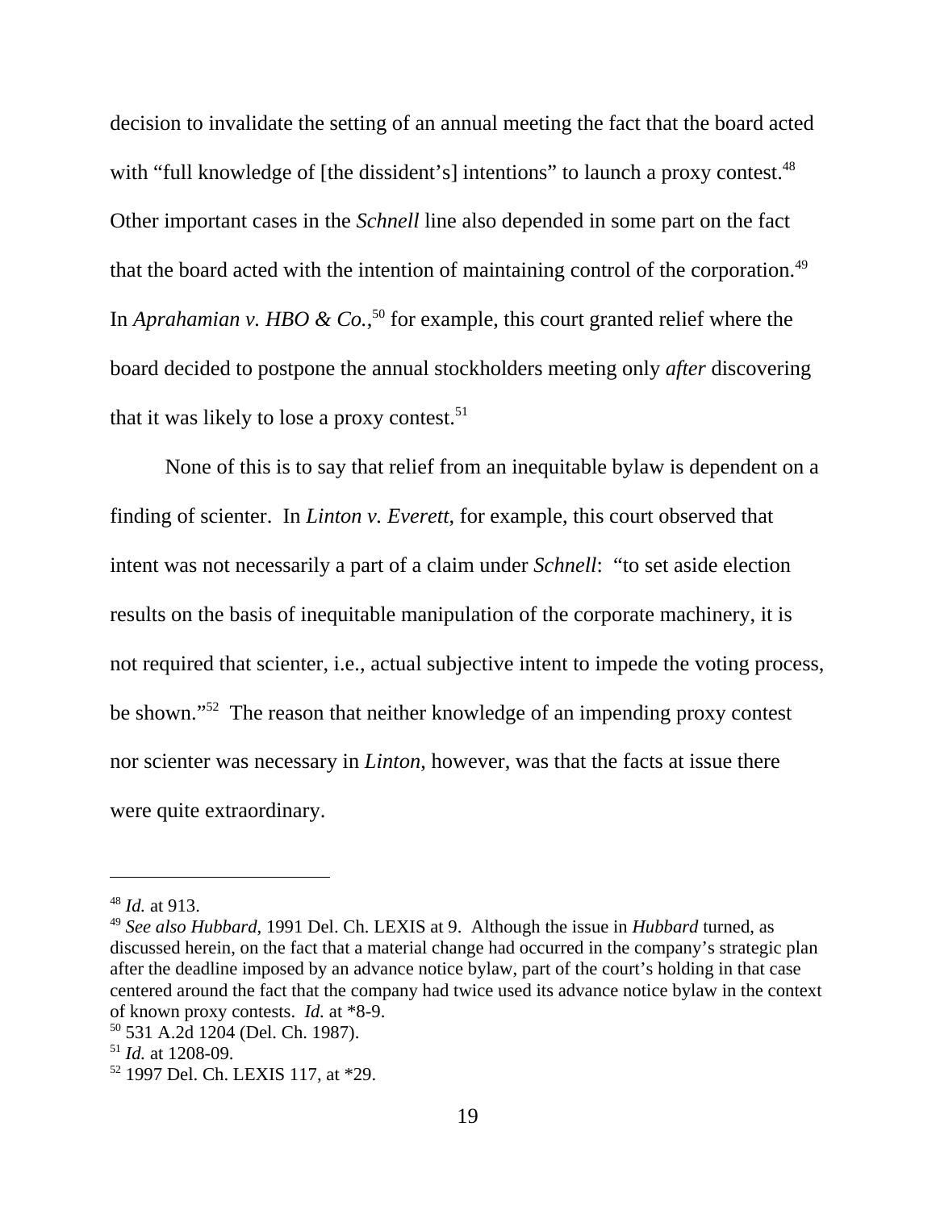decision to invalidate the setting of an annual meeting the fact that the board acted with "full knowledge of [the dissident's] intentions" to launch a proxy contest.[48] Other important cases in the *Schnell* line also depended in some part on the fact that the board acted with the intention of maintaining control of the corporation.[49] In *Aprahamian v. HBO & Co.*,[50] for example, this court granted relief where the board decided to postpone the annual stockholders meeting only *after* discovering that it was likely to lose a proxy contest.[51]

None of this is to say that relief from an inequitable bylaw is dependent on a finding of scienter. In *Linton v. Everett*, for example, this court observed that intent was not necessarily a part of a claim under *Schnell*: "to set aside election results on the basis of inequitable manipulation of the corporate machinery, it is not required that scienter, i.e., actual subjective intent to impede the voting process, be shown."[52] The reason that neither knowledge of an impending proxy contest nor scienter was necessary in *Linton*, however, was that the facts at issue there were quite extraordinary.

---

[48] *Id.* at 913.

[49] *See also Hubbard*, 1991 Del. Ch. LEXIS at 9. Although the issue in *Hubbard* turned, as discussed herein, on the fact that a material change had occurred in the company's strategic plan after the deadline imposed by an advance notice bylaw, part of the court's holding in that case centered around the fact that the company had twice used its advance notice bylaw in the context of known proxy contests. *Id.* at *8-9.

[50] 531 A.2d 1204 (Del. Ch. 1987).

[51] *Id.* at 1208-09.

[52] 1997 Del. Ch. LEXIS 117, at *29.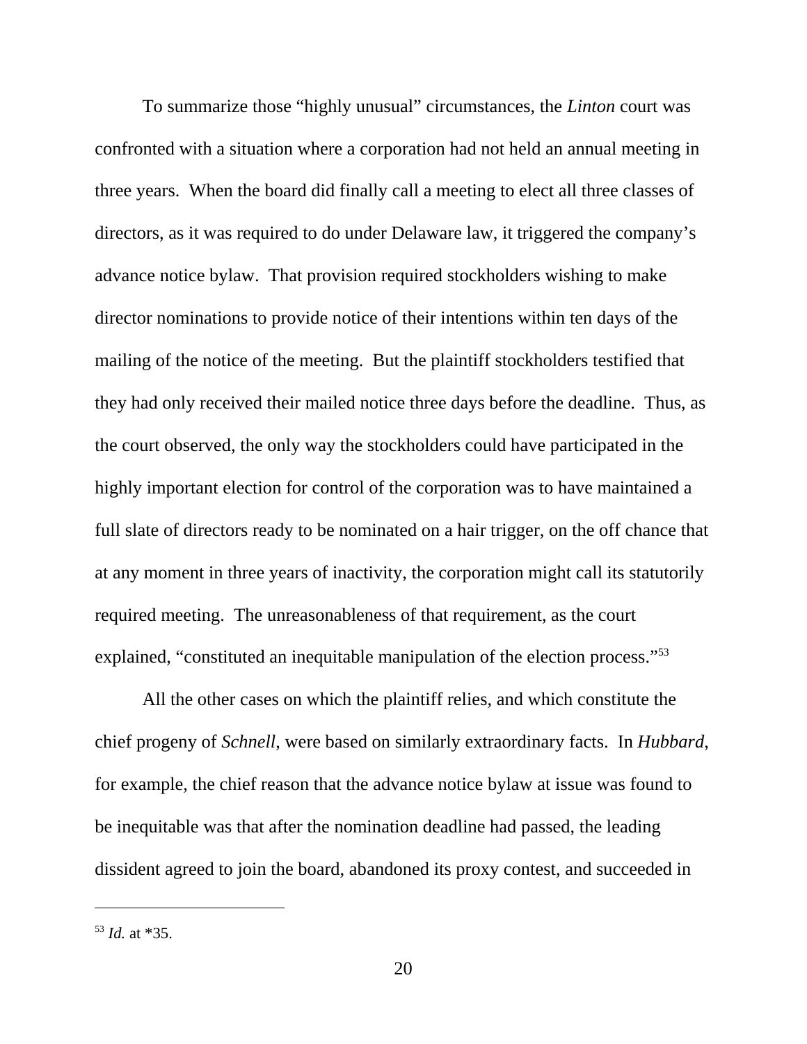To summarize those "highly unusual" circumstances, the *Linton* court was confronted with a situation where a corporation had not held an annual meeting in three years. When the board did finally call a meeting to elect all three classes of directors, as it was required to do under Delaware law, it triggered the company's advance notice bylaw. That provision required stockholders wishing to make director nominations to provide notice of their intentions within ten days of the mailing of the notice of the meeting. But the plaintiff stockholders testified that they had only received their mailed notice three days before the deadline. Thus, as the court observed, the only way the stockholders could have participated in the highly important election for control of the corporation was to have maintained a full slate of directors ready to be nominated on a hair trigger, on the off chance that at any moment in three years of inactivity, the corporation might call its statutorily required meeting. The unreasonableness of that requirement, as the court explained, "constituted an inequitable manipulation of the election process."[53]

All the other cases on which the plaintiff relies, and which constitute the chief progeny of *Schnell*, were based on similarly extraordinary facts. In *Hubbard*, for example, the chief reason that the advance notice bylaw at issue was found to be inequitable was that after the nomination deadline had passed, the leading dissident agreed to join the board, abandoned its proxy contest, and succeeded in

---

[53] *Id.* at *35.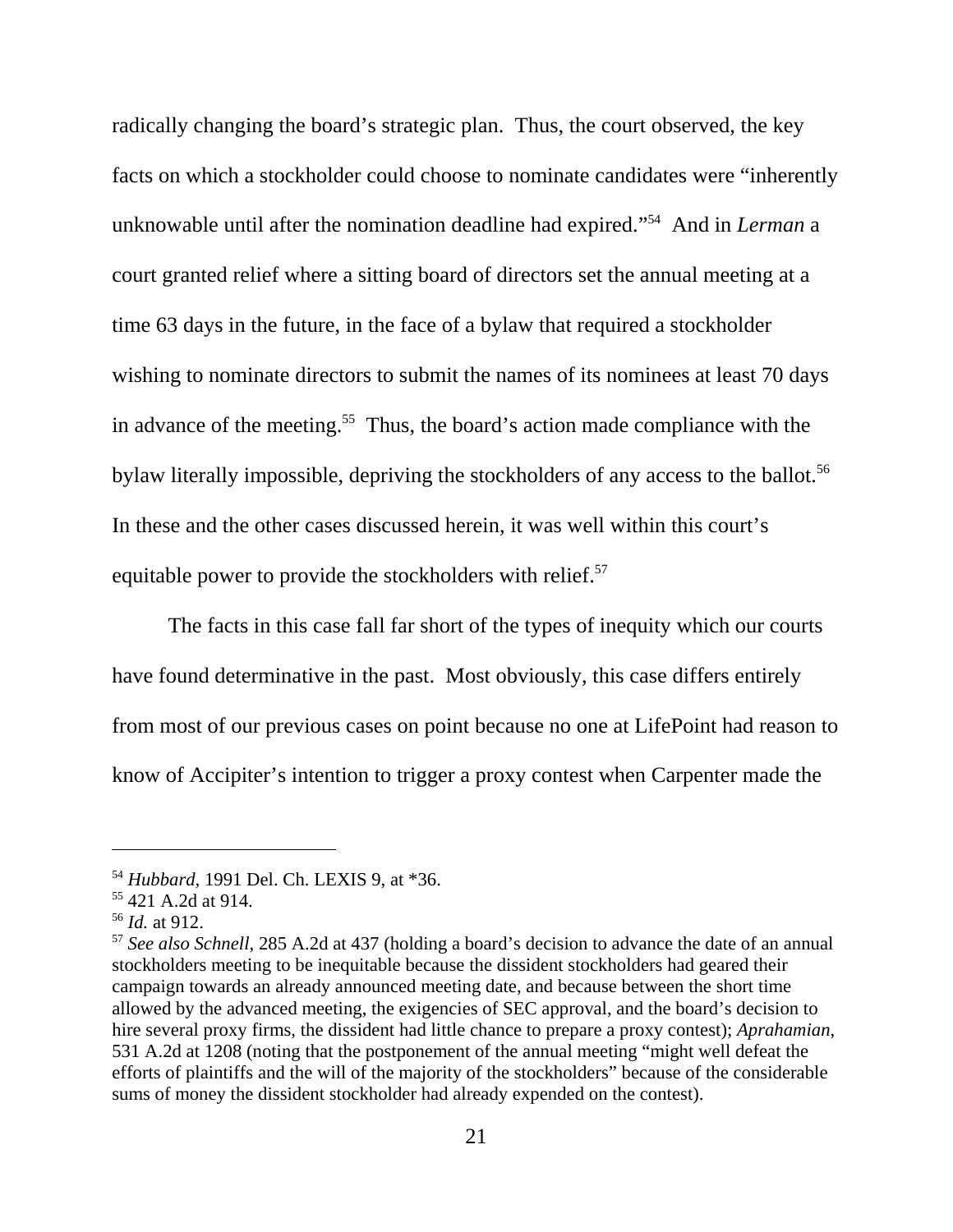radically changing the board's strategic plan. Thus, the court observed, the key facts on which a stockholder could choose to nominate candidates were "inherently unknowable until after the nomination deadline had expired."[54] And in *Lerman* a court granted relief where a sitting board of directors set the annual meeting at a time 63 days in the future, in the face of a bylaw that required a stockholder wishing to nominate directors to submit the names of its nominees at least 70 days in advance of the meeting.[55] Thus, the board's action made compliance with the bylaw literally impossible, depriving the stockholders of any access to the ballot.[56] In these and the other cases discussed herein, it was well within this court's equitable power to provide the stockholders with relief.[57]

The facts in this case fall far short of the types of inequity which our courts have found determinative in the past. Most obviously, this case differs entirely from most of our previous cases on point because no one at LifePoint had reason to know of Accipiter's intention to trigger a proxy contest when Carpenter made the

---

[54] *Hubbard*, 1991 Del. Ch. LEXIS 9, at *36.

[55] 421 A.2d at 914.

[56] *Id.* at 912.

[57] *See also Schnell*, 285 A.2d at 437 (holding a board's decision to advance the date of an annual stockholders meeting to be inequitable because the dissident stockholders had geared their campaign towards an already announced meeting date, and because between the short time allowed by the advanced meeting, the exigencies of SEC approval, and the board's decision to hire several proxy firms, the dissident had little chance to prepare a proxy contest); *Aprahamian*, 531 A.2d at 1208 (noting that the postponement of the annual meeting "might well defeat the efforts of plaintiffs and the will of the majority of the stockholders" because of the considerable sums of money the dissident stockholder had already expended on the contest).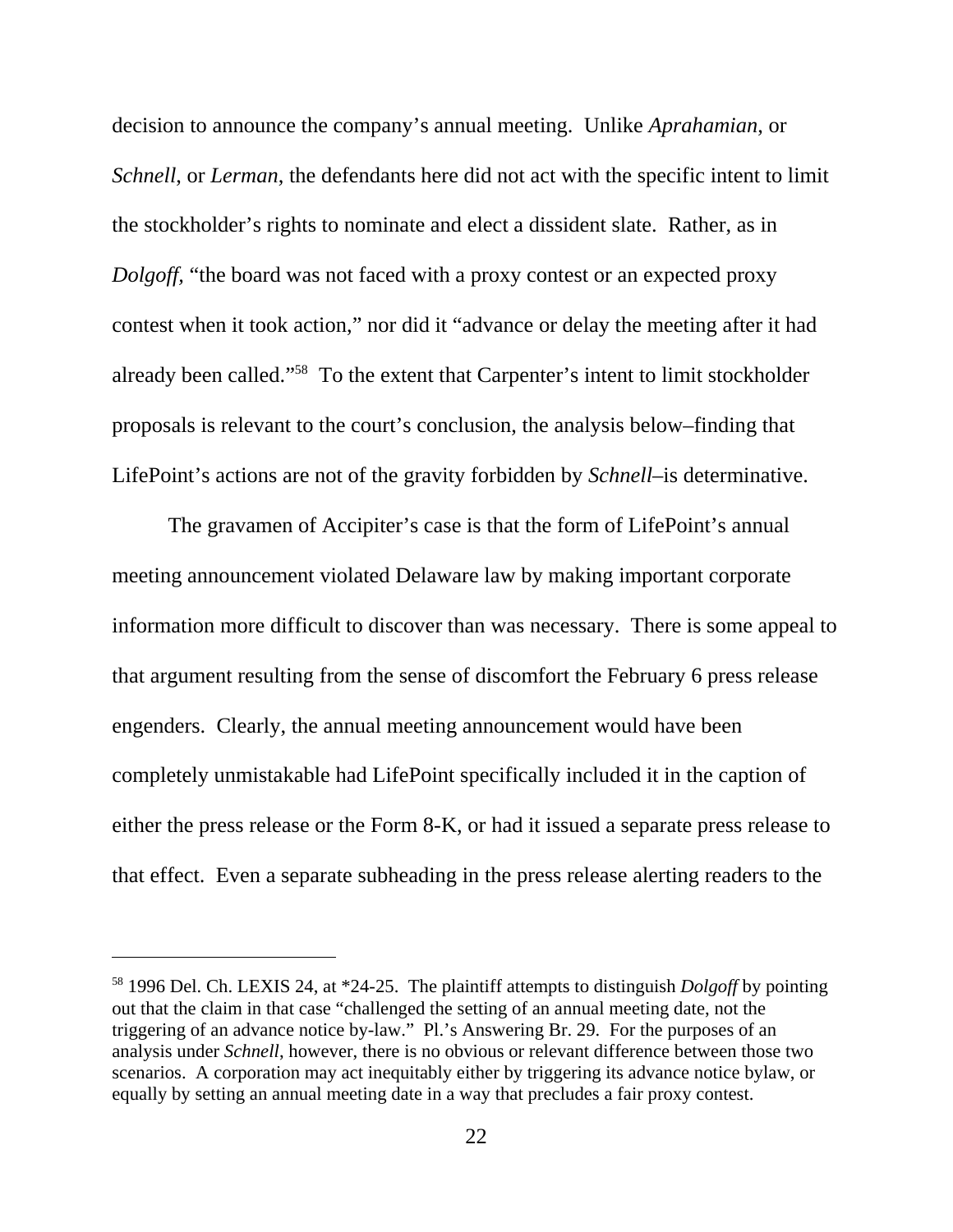decision to announce the company's annual meeting. Unlike *Aprahamian*, or *Schnell*, or *Lerman*, the defendants here did not act with the specific intent to limit the stockholder's rights to nominate and elect a dissident slate. Rather, as in *Dolgoff,* "the board was not faced with a proxy contest or an expected proxy contest when it took action," nor did it "advance or delay the meeting after it had already been called."[58] To the extent that Carpenter's intent to limit stockholder proposals is relevant to the court's conclusion, the analysis below–finding that LifePoint's actions are not of the gravity forbidden by *Schnell*–is determinative.

The gravamen of Accipiter's case is that the form of LifePoint's annual meeting announcement violated Delaware law by making important corporate information more difficult to discover than was necessary. There is some appeal to that argument resulting from the sense of discomfort the February 6 press release engenders. Clearly, the annual meeting announcement would have been completely unmistakable had LifePoint specifically included it in the caption of either the press release or the Form 8-K, or had it issued a separate press release to that effect. Even a separate subheading in the press release alerting readers to the

---

[58] 1996 Del. Ch. LEXIS 24, at *24-25. The plaintiff attempts to distinguish *Dolgoff* by pointing out that the claim in that case "challenged the setting of an annual meeting date, not the triggering of an advance notice by-law." Pl.'s Answering Br. 29. For the purposes of an analysis under *Schnell*, however, there is no obvious or relevant difference between those two scenarios. A corporation may act inequitably either by triggering its advance notice bylaw, or equally by setting an annual meeting date in a way that precludes a fair proxy contest.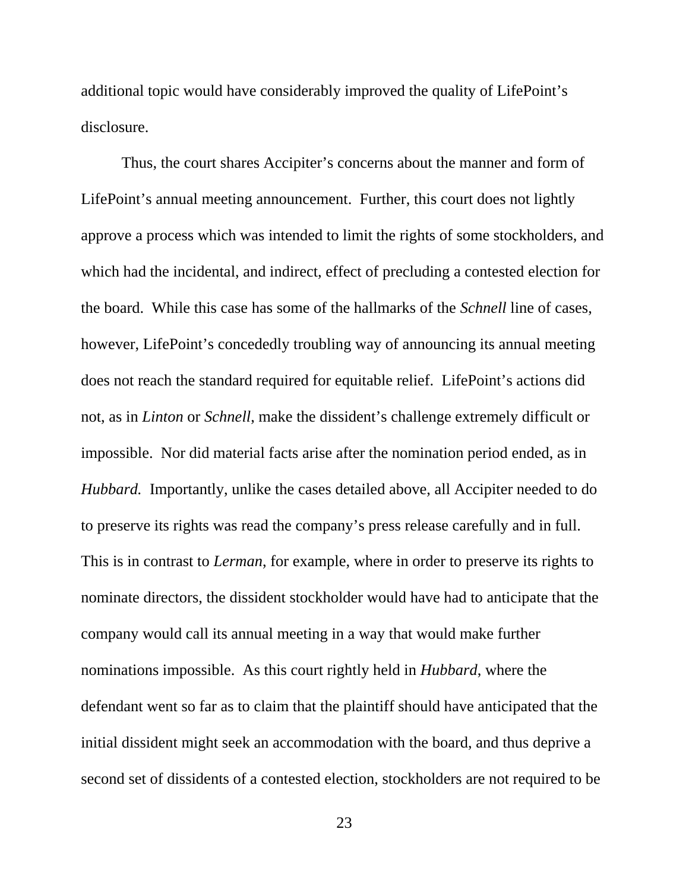additional topic would have considerably improved the quality of LifePoint's disclosure.

Thus, the court shares Accipiter's concerns about the manner and form of LifePoint's annual meeting announcement. Further, this court does not lightly approve a process which was intended to limit the rights of some stockholders, and which had the incidental, and indirect, effect of precluding a contested election for the board. While this case has some of the hallmarks of the *Schnell* line of cases, however, LifePoint's concededly troubling way of announcing its annual meeting does not reach the standard required for equitable relief. LifePoint's actions did not, as in *Linton* or *Schnell*, make the dissident's challenge extremely difficult or impossible. Nor did material facts arise after the nomination period ended, as in *Hubbard.* Importantly, unlike the cases detailed above, all Accipiter needed to do to preserve its rights was read the company's press release carefully and in full. This is in contrast to *Lerman*, for example, where in order to preserve its rights to nominate directors, the dissident stockholder would have had to anticipate that the company would call its annual meeting in a way that would make further nominations impossible. As this court rightly held in *Hubbard*, where the defendant went so far as to claim that the plaintiff should have anticipated that the initial dissident might seek an accommodation with the board, and thus deprive a second set of dissidents of a contested election, stockholders are not required to be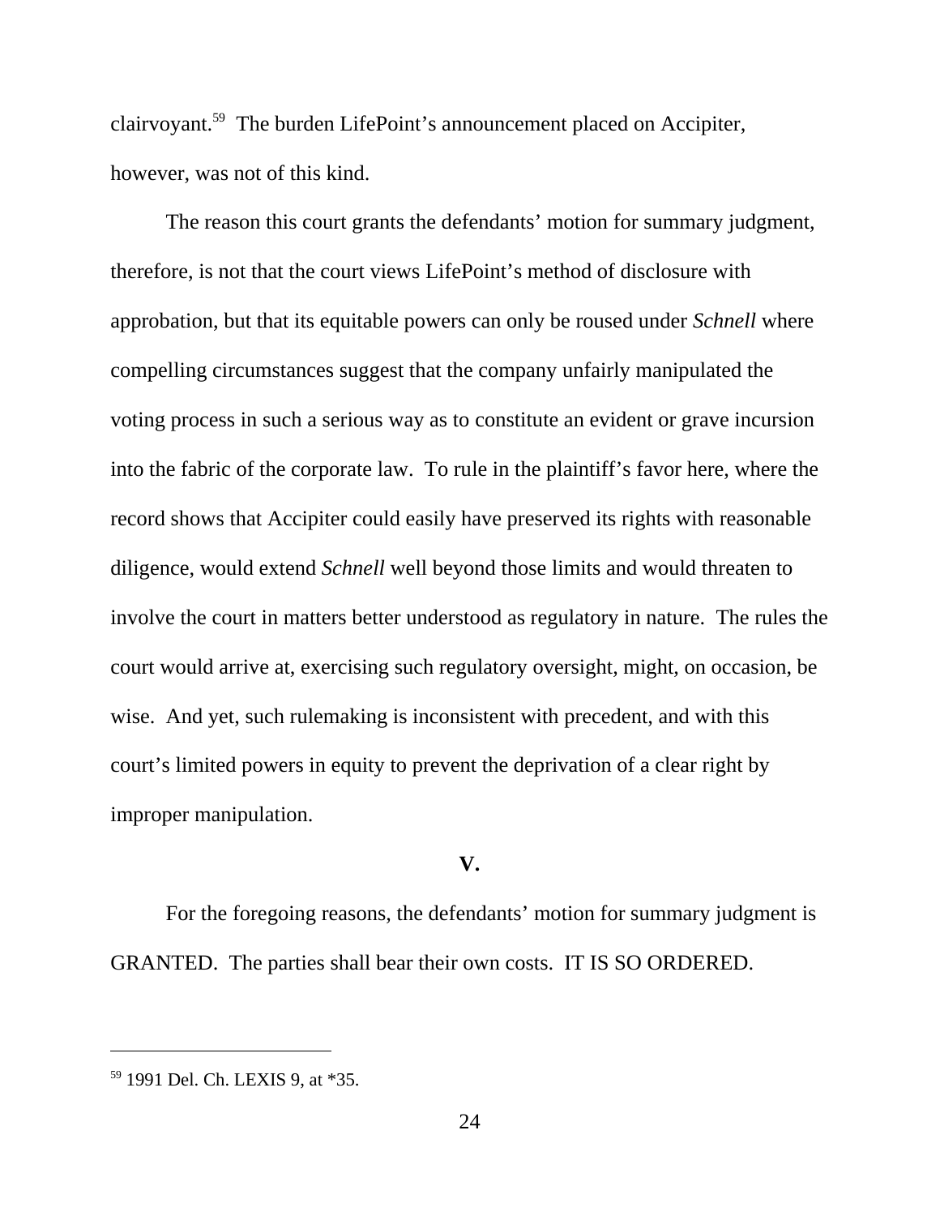clairvoyant.[59] The burden LifePoint's announcement placed on Accipiter, however, was not of this kind.

The reason this court grants the defendants' motion for summary judgment, therefore, is not that the court views LifePoint's method of disclosure with approbation, but that its equitable powers can only be roused under *Schnell* where compelling circumstances suggest that the company unfairly manipulated the voting process in such a serious way as to constitute an evident or grave incursion into the fabric of the corporate law. To rule in the plaintiff's favor here, where the record shows that Accipiter could easily have preserved its rights with reasonable diligence, would extend *Schnell* well beyond those limits and would threaten to involve the court in matters better understood as regulatory in nature. The rules the court would arrive at, exercising such regulatory oversight, might, on occasion, be wise. And yet, such rulemaking is inconsistent with precedent, and with this court's limited powers in equity to prevent the deprivation of a clear right by improper manipulation.

## V.

For the foregoing reasons, the defendants' motion for summary judgment is GRANTED. The parties shall bear their own costs. IT IS SO ORDERED.

---

[59] 1991 Del. Ch. LEXIS 9, at *35.